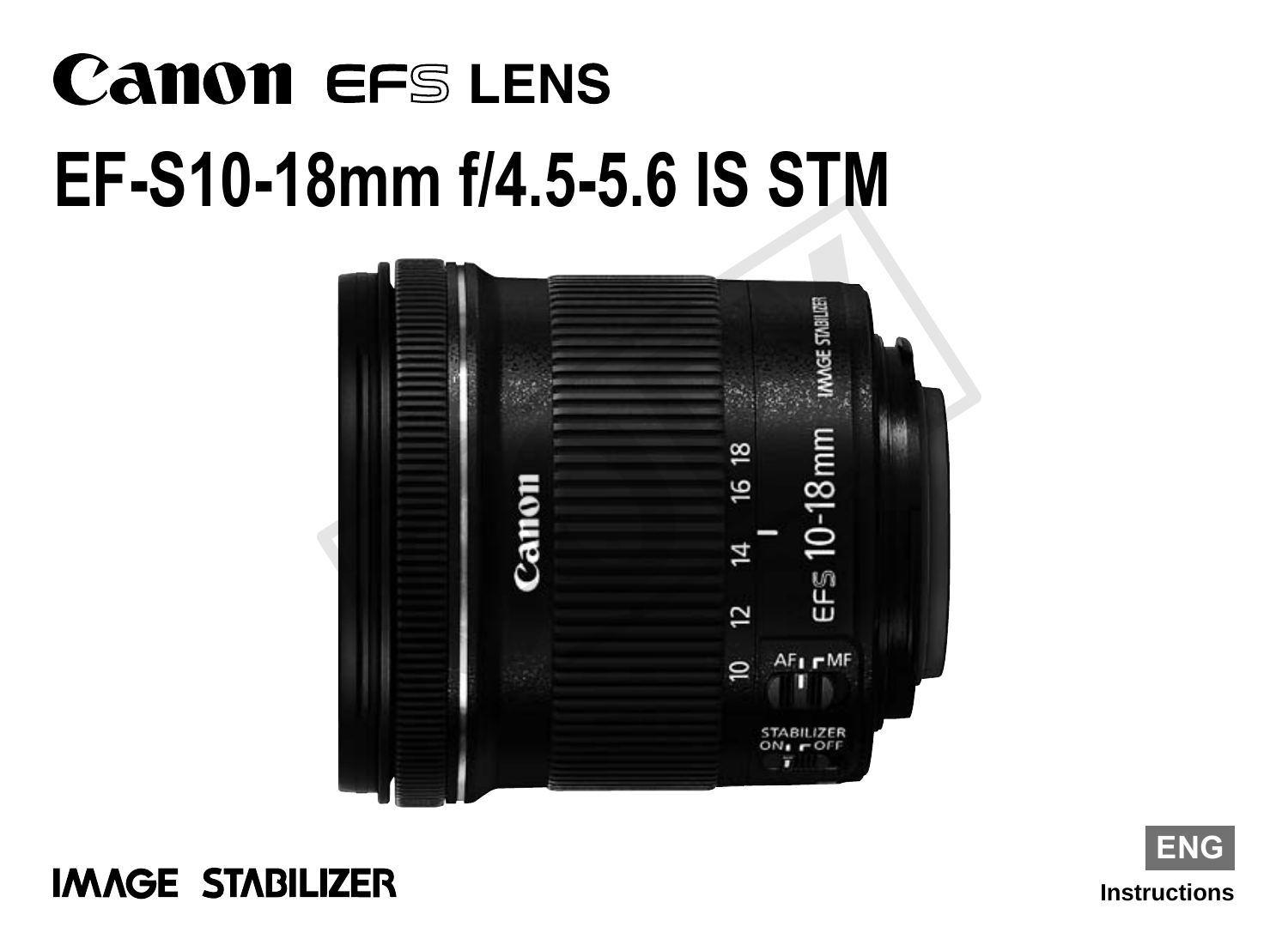# Canon EFS LENS

# EF-S10-18mm f/4.5-5.6 IS STM

IMAGE STABILIZER

ENG

Instructions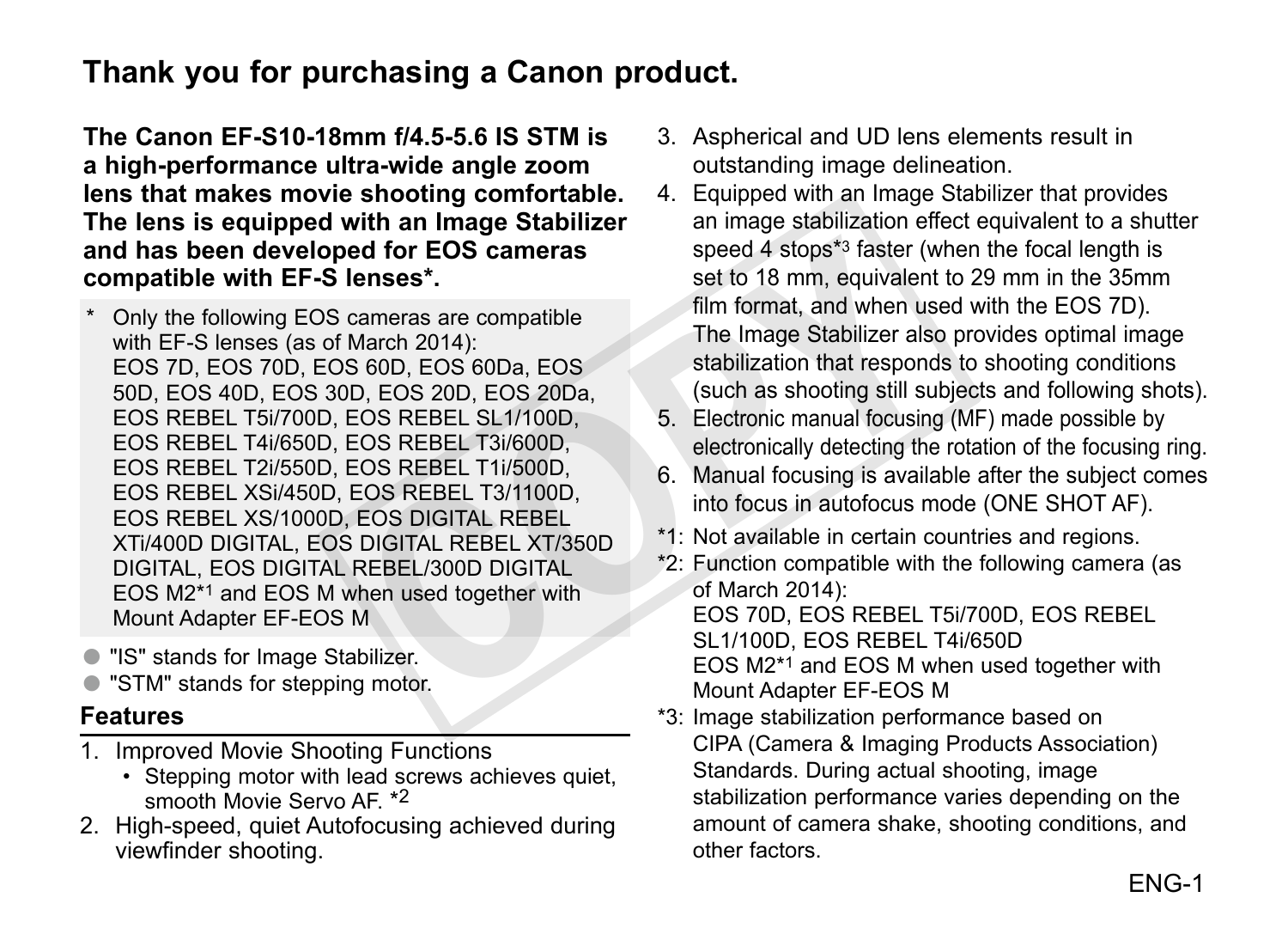# Thank you for purchasing a Canon product.

**The Canon EF-S10-18mm f/4.5-5.6 IS STM is a high-performance ultra-wide angle zoom lens that makes movie shooting comfortable. The lens is equipped with an Image Stabilizer and has been developed for EOS cameras compatible with EF-S lenses*.**

\* Only the following EOS cameras are compatible with EF-S lenses (as of March 2014):
EOS 7D, EOS 70D, EOS 60D, EOS 60Da, EOS 50D, EOS 40D, EOS 30D, EOS 20D, EOS 20Da, EOS REBEL T5i/700D, EOS REBEL SL1/100D, EOS REBEL T4i/650D, EOS REBEL T3i/600D, EOS REBEL T2i/550D, EOS REBEL T1i/500D, EOS REBEL XSi/450D, EOS REBEL T3/1100D, EOS REBEL XS/1000D, EOS DIGITAL REBEL XTi/400D DIGITAL, EOS DIGITAL REBEL XT/350D DIGITAL, EOS DIGITAL REBEL/300D DIGITAL
EOS M2*1 and EOS M when used together with Mount Adapter EF-EOS M

- "IS" stands for Image Stabilizer.
- "STM" stands for stepping motor.

## Features

1. Improved Movie Shooting Functions
   - Stepping motor with lead screws achieves quiet, smooth Movie Servo AF. *2
2. High-speed, quiet Autofocusing achieved during viewfinder shooting.
3. Aspherical and UD lens elements result in outstanding image delineation.
4. Equipped with an Image Stabilizer that provides an image stabilization effect equivalent to a shutter speed 4 stops*3 faster (when the focal length is set to 18 mm, equivalent to 29 mm in the 35mm film format, and when used with the EOS 7D).
   The Image Stabilizer also provides optimal image stabilization that responds to shooting conditions (such as shooting still subjects and following shots).
5. Electronic manual focusing (MF) made possible by electronically detecting the rotation of the focusing ring.
6. Manual focusing is available after the subject comes into focus in autofocus mode (ONE SHOT AF).

*1: Not available in certain countries and regions.

*2: Function compatible with the following camera (as of March 2014):
EOS 70D, EOS REBEL T5i/700D, EOS REBEL SL1/100D, EOS REBEL T4i/650D
EOS M2*1 and EOS M when used together with Mount Adapter EF-EOS M

*3: Image stabilization performance based on CIPA (Camera & Imaging Products Association) Standards. During actual shooting, image stabilization performance varies depending on the amount of camera shake, shooting conditions, and other factors.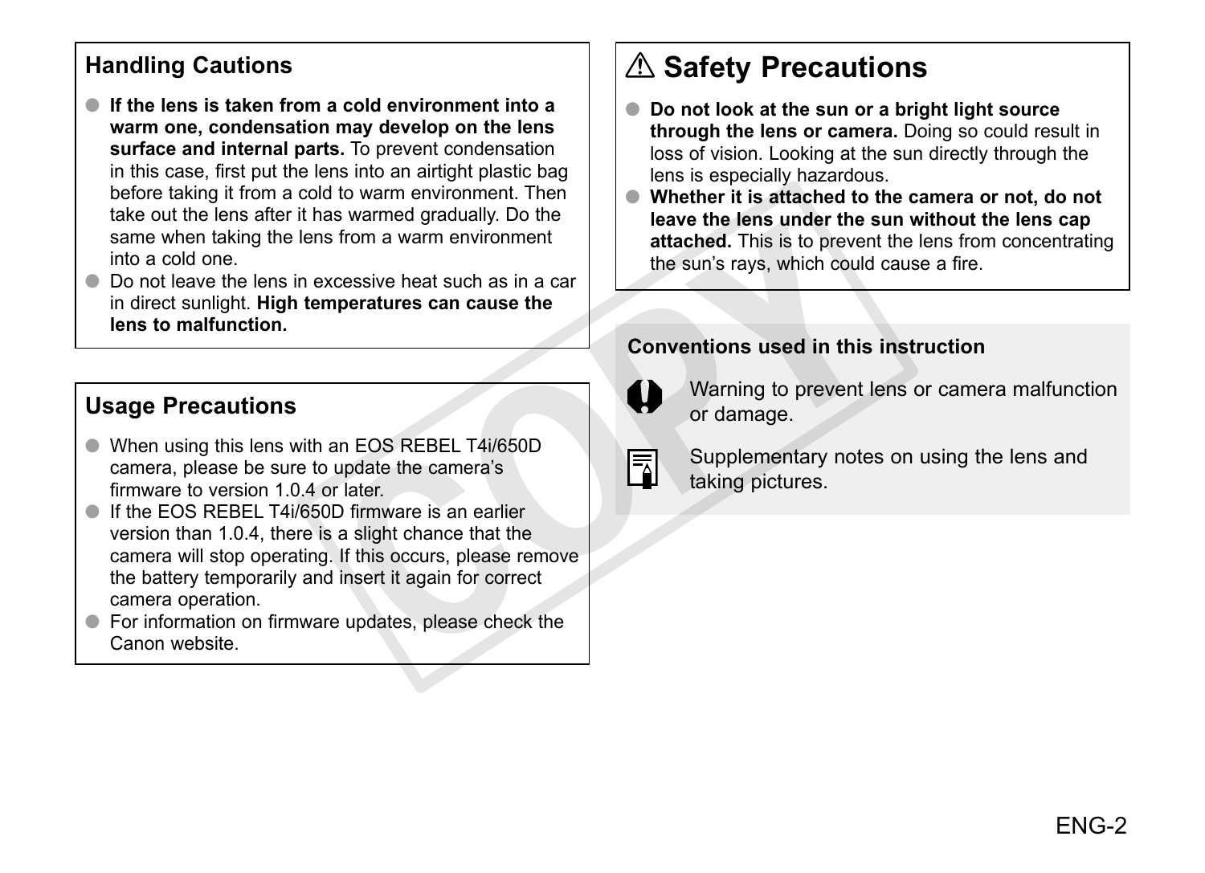## Handling Cautions

- **If the lens is taken from a cold environment into a warm one, condensation may develop on the lens surface and internal parts.** To prevent condensation in this case, first put the lens into an airtight plastic bag before taking it from a cold to warm environment. Then take out the lens after it has warmed gradually. Do the same when taking the lens from a warm environment into a cold one.
- Do not leave the lens in excessive heat such as in a car in direct sunlight. **High temperatures can cause the lens to malfunction.**

## Usage Precautions

- When using this lens with an EOS REBEL T4i/650D camera, please be sure to update the camera's firmware to version 1.0.4 or later.
- If the EOS REBEL T4i/650D firmware is an earlier version than 1.0.4, there is a slight chance that the camera will stop operating. If this occurs, please remove the battery temporarily and insert it again for correct camera operation.
- For information on firmware updates, please check the Canon website.

## ⚠ Safety Precautions

- **Do not look at the sun or a bright light source through the lens or camera.** Doing so could result in loss of vision. Looking at the sun directly through the lens is especially hazardous.
- **Whether it is attached to the camera or not, do not leave the lens under the sun without the lens cap attached.** This is to prevent the lens from concentrating the sun's rays, which could cause a fire.

### Conventions used in this instruction

Warning to prevent lens or camera malfunction or damage.

Supplementary notes on using the lens and taking pictures.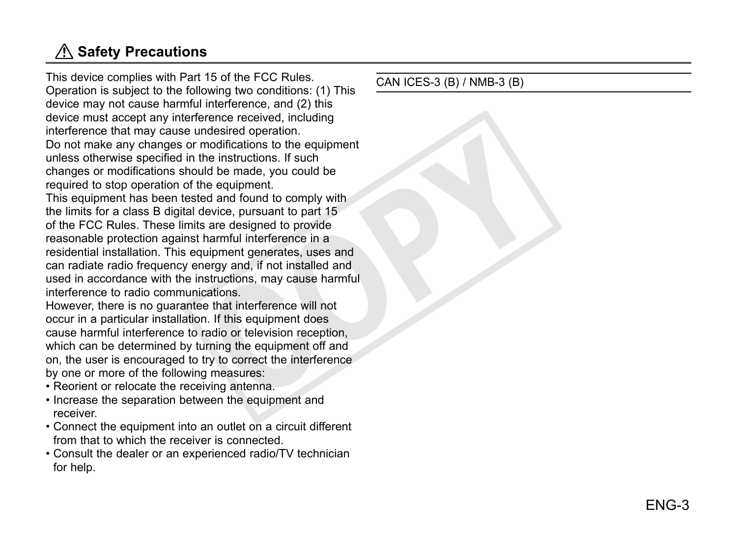## ⚠ Safety Precautions

This device complies with Part 15 of the FCC Rules. Operation is subject to the following two conditions: (1) This device may not cause harmful interference, and (2) this device must accept any interference received, including interference that may cause undesired operation.

Do not make any changes or modifications to the equipment unless otherwise specified in the instructions. If such changes or modifications should be made, you could be required to stop operation of the equipment.

This equipment has been tested and found to comply with the limits for a class B digital device, pursuant to part 15 of the FCC Rules. These limits are designed to provide reasonable protection against harmful interference in a residential installation. This equipment generates, uses and can radiate radio frequency energy and, if not installed and used in accordance with the instructions, may cause harmful interference to radio communications.

However, there is no guarantee that interference will not occur in a particular installation. If this equipment does cause harmful interference to radio or television reception, which can be determined by turning the equipment off and on, the user is encouraged to try to correct the interference by one or more of the following measures:

- Reorient or relocate the receiving antenna.
- Increase the separation between the equipment and receiver.
- Connect the equipment into an outlet on a circuit different from that to which the receiver is connected.
- Consult the dealer or an experienced radio/TV technician for help.

CAN ICES-3 (B) / NMB-3 (B)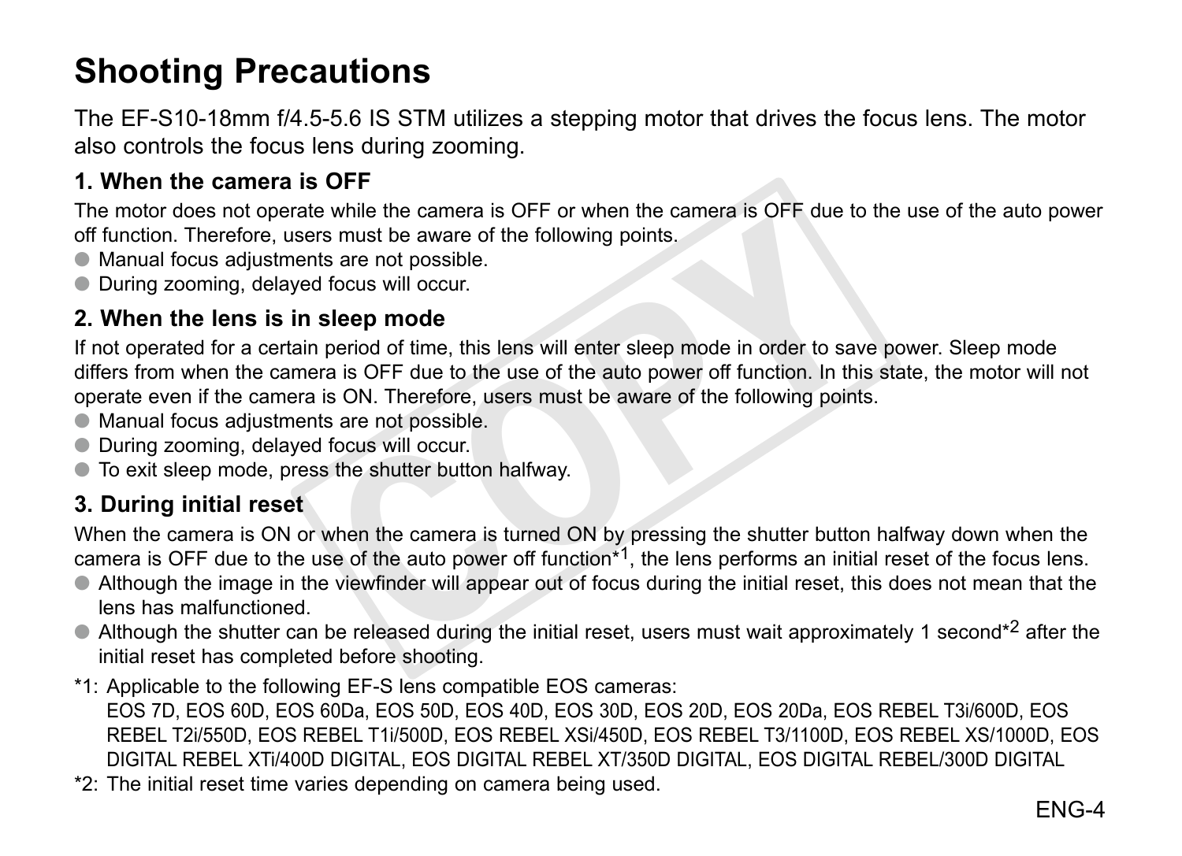# Shooting Precautions

The EF-S10-18mm f/4.5-5.6 IS STM utilizes a stepping motor that drives the focus lens. The motor also controls the focus lens during zooming.

### 1. When the camera is OFF

The motor does not operate while the camera is OFF or when the camera is OFF due to the use of the auto power off function. Therefore, users must be aware of the following points.

- Manual focus adjustments are not possible.
- During zooming, delayed focus will occur.

### 2. When the lens is in sleep mode

If not operated for a certain period of time, this lens will enter sleep mode in order to save power. Sleep mode differs from when the camera is OFF due to the use of the auto power off function. In this state, the motor will not operate even if the camera is ON. Therefore, users must be aware of the following points.

- Manual focus adjustments are not possible.
- During zooming, delayed focus will occur.
- To exit sleep mode, press the shutter button halfway.

### 3. During initial reset

When the camera is ON or when the camera is turned ON by pressing the shutter button halfway down when the camera is OFF due to the use of the auto power off function*1, the lens performs an initial reset of the focus lens.

- Although the image in the viewfinder will appear out of focus during the initial reset, this does not mean that the lens has malfunctioned.
- Although the shutter can be released during the initial reset, users must wait approximately 1 second*2 after the initial reset has completed before shooting.

*1: Applicable to the following EF-S lens compatible EOS cameras:
EOS 7D, EOS 60D, EOS 60Da, EOS 50D, EOS 40D, EOS 30D, EOS 20D, EOS 20Da, EOS REBEL T3i/600D, EOS REBEL T2i/550D, EOS REBEL T1i/500D, EOS REBEL XSi/450D, EOS REBEL T3/1100D, EOS REBEL XS/1000D, EOS DIGITAL REBEL XTi/400D DIGITAL, EOS DIGITAL REBEL XT/350D DIGITAL, EOS DIGITAL REBEL/300D DIGITAL

*2: The initial reset time varies depending on camera being used.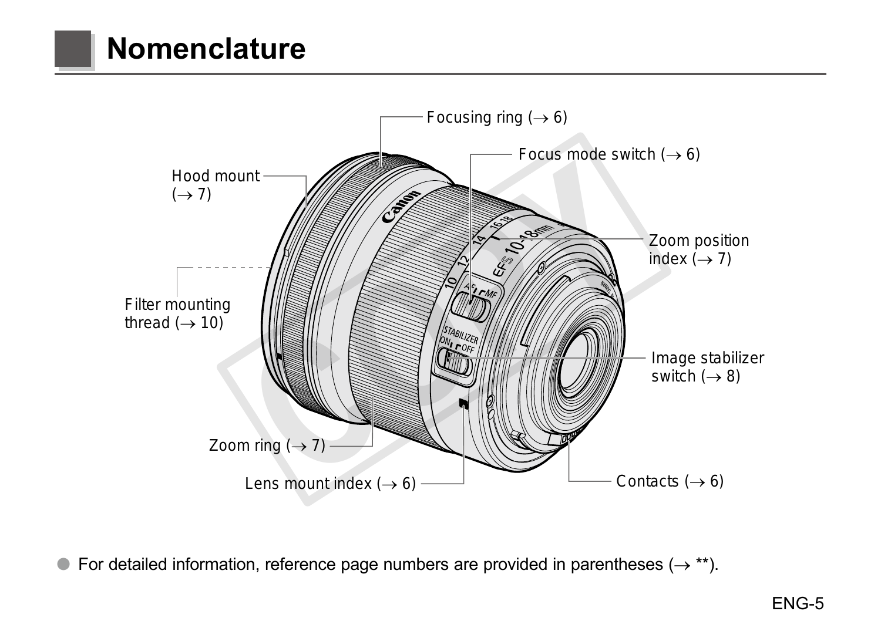# Nomenclature

Focusing ring (→ 6)

Focus mode switch (→ 6)

Hood mount (→ 7)

Zoom position index (→ 7)

Filter mounting thread (→ 10)

Image stabilizer switch (→ 8)

Zoom ring (→ 7)

Lens mount index (→ 6)

Contacts (→ 6)

- For detailed information, reference page numbers are provided in parentheses (→ **).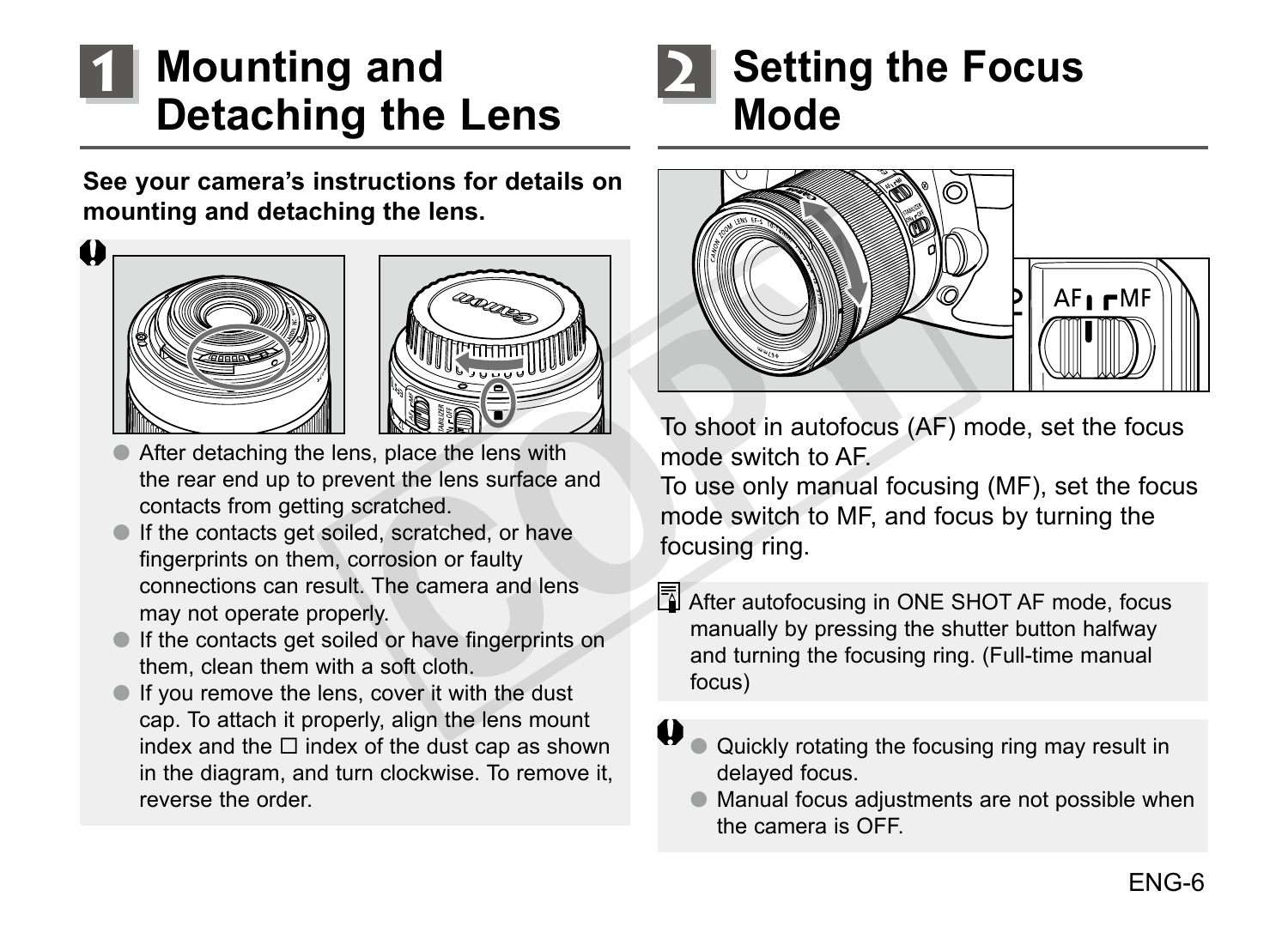# 1 Mounting and Detaching the Lens

**See your camera's instructions for details on mounting and detaching the lens.**

- After detaching the lens, place the lens with the rear end up to prevent the lens surface and contacts from getting scratched.
- If the contacts get soiled, scratched, or have fingerprints on them, corrosion or faulty connections can result. The camera and lens may not operate properly.
- If the contacts get soiled or have fingerprints on them, clean them with a soft cloth.
- If you remove the lens, cover it with the dust cap. To attach it properly, align the lens mount index and the ☐ index of the dust cap as shown in the diagram, and turn clockwise. To remove it, reverse the order.

# 2 Setting the Focus Mode

To shoot in autofocus (AF) mode, set the focus mode switch to AF.
To use only manual focusing (MF), set the focus mode switch to MF, and focus by turning the focusing ring.

After autofocusing in ONE SHOT AF mode, focus manually by pressing the shutter button halfway and turning the focusing ring. (Full-time manual focus)

- Quickly rotating the focusing ring may result in delayed focus.
- Manual focus adjustments are not possible when the camera is OFF.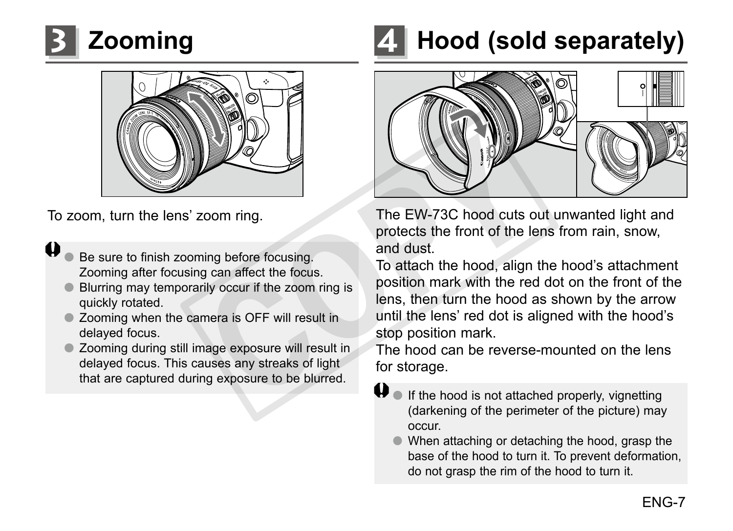# 3 Zooming

To zoom, turn the lens' zoom ring.

- Be sure to finish zooming before focusing. Zooming after focusing can affect the focus.
- Blurring may temporarily occur if the zoom ring is quickly rotated.
- Zooming when the camera is OFF will result in delayed focus.
- Zooming during still image exposure will result in delayed focus. This causes any streaks of light that are captured during exposure to be blurred.

# 4 Hood (sold separately)

The EW-73C hood cuts out unwanted light and protects the front of the lens from rain, snow, and dust.

To attach the hood, align the hood's attachment position mark with the red dot on the front of the lens, then turn the hood as shown by the arrow until the lens' red dot is aligned with the hood's stop position mark.

The hood can be reverse-mounted on the lens for storage.

- If the hood is not attached properly, vignetting (darkening of the perimeter of the picture) may occur.
- When attaching or detaching the hood, grasp the base of the hood to turn it. To prevent deformation, do not grasp the rim of the hood to turn it.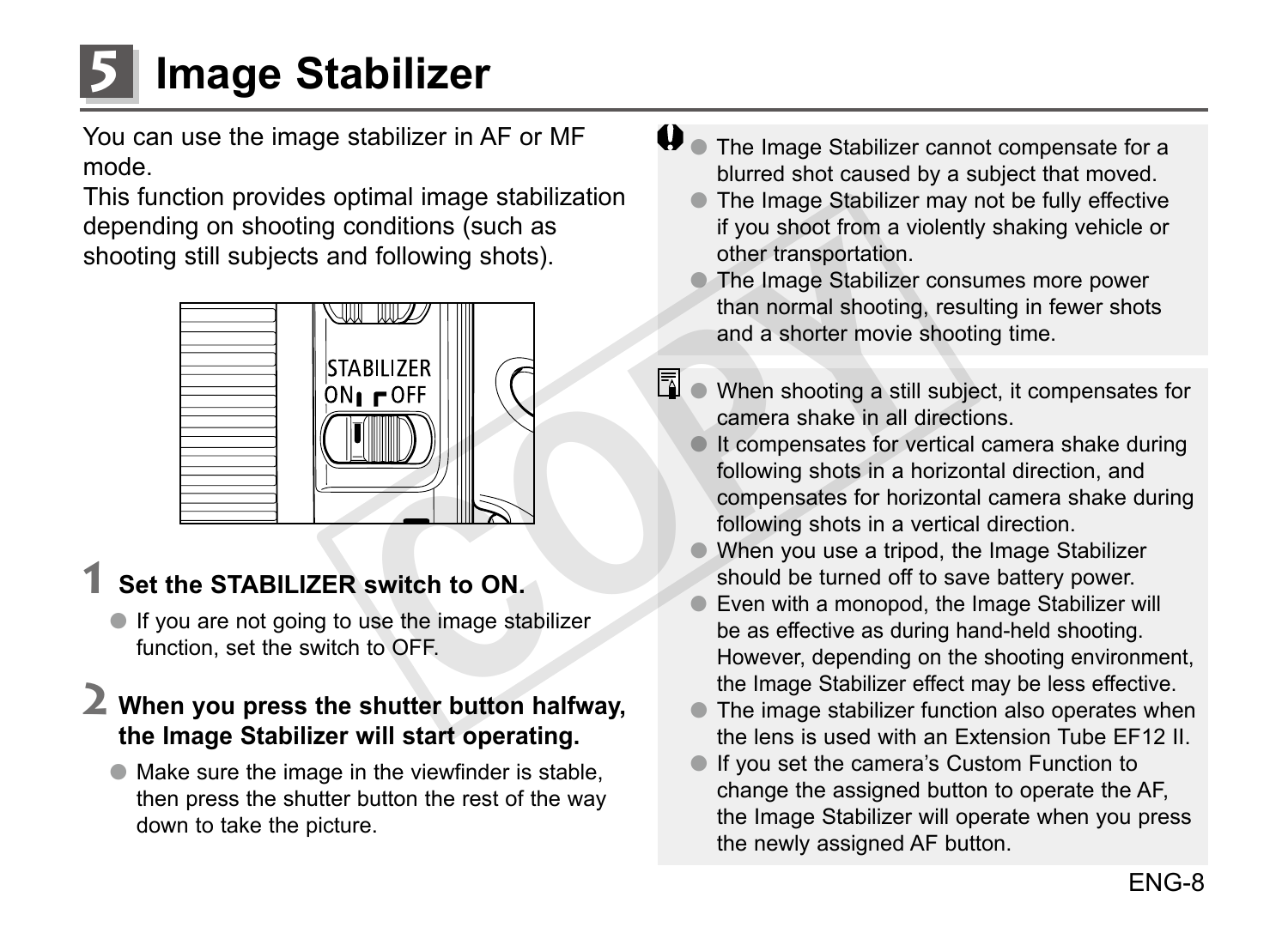# 5 Image Stabilizer

You can use the image stabilizer in AF or MF mode.
This function provides optimal image stabilization depending on shooting conditions (such as shooting still subjects and following shots).

## 1 Set the STABILIZER switch to ON.

- If you are not going to use the image stabilizer function, set the switch to OFF.

## 2 When you press the shutter button halfway, the Image Stabilizer will start operating.

- Make sure the image in the viewfinder is stable, then press the shutter button the rest of the way down to take the picture.

---

- The Image Stabilizer cannot compensate for a blurred shot caused by a subject that moved.
- The Image Stabilizer may not be fully effective if you shoot from a violently shaking vehicle or other transportation.
- The Image Stabilizer consumes more power than normal shooting, resulting in fewer shots and a shorter movie shooting time.

---

- When shooting a still subject, it compensates for camera shake in all directions.
- It compensates for vertical camera shake during following shots in a horizontal direction, and compensates for horizontal camera shake during following shots in a vertical direction.
- When you use a tripod, the Image Stabilizer should be turned off to save battery power.
- Even with a monopod, the Image Stabilizer will be as effective as during hand-held shooting. However, depending on the shooting environment, the Image Stabilizer effect may be less effective.
- The image stabilizer function also operates when the lens is used with an Extension Tube EF12 II.
- If you set the camera's Custom Function to change the assigned button to operate the AF, the Image Stabilizer will operate when you press the newly assigned AF button.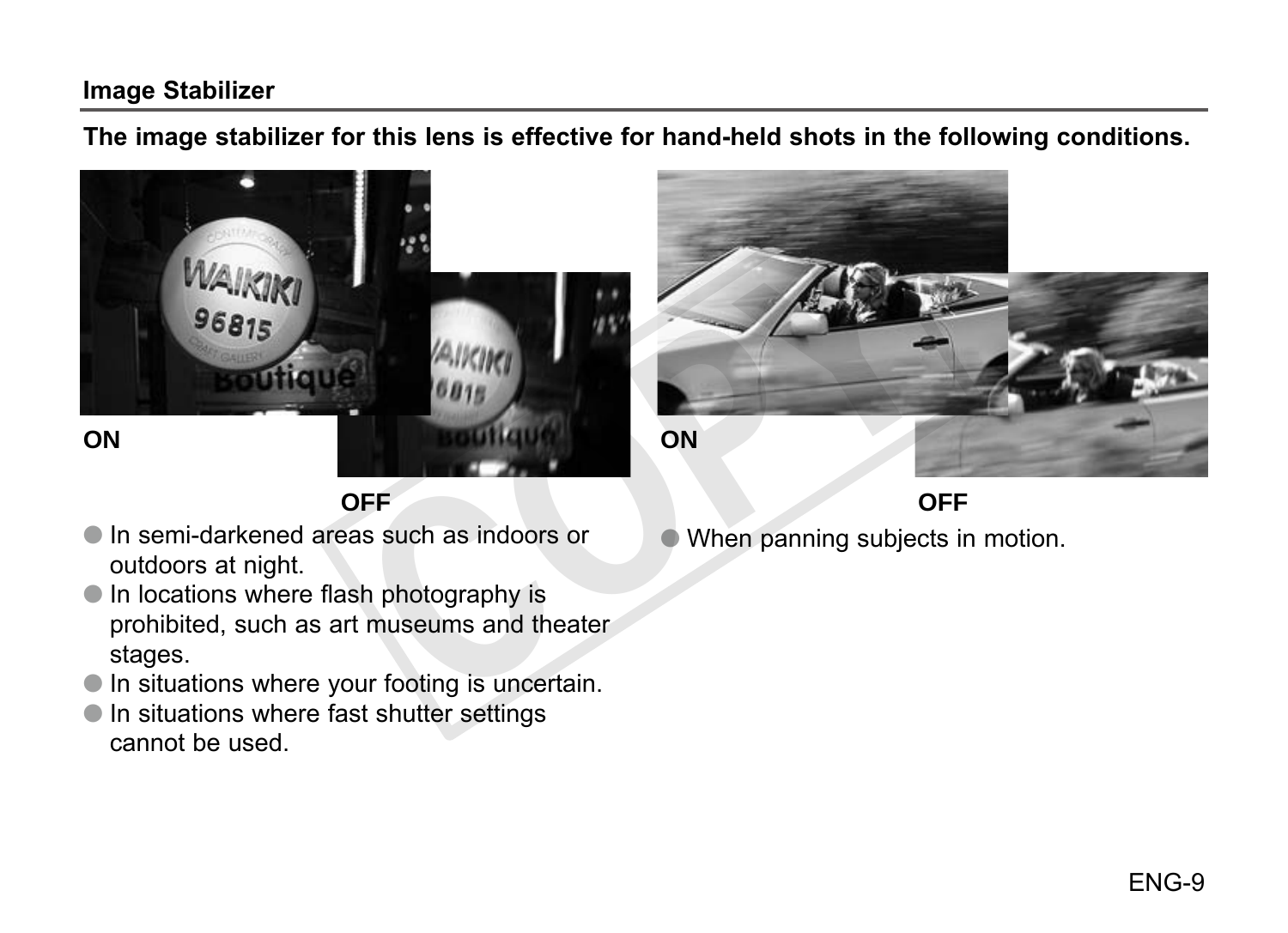## Image Stabilizer

**The image stabilizer for this lens is effective for hand-held shots in the following conditions.**

**ON**

**OFF**

- In semi-darkened areas such as indoors or outdoors at night.
- In locations where flash photography is prohibited, such as art museums and theater stages.
- In situations where your footing is uncertain.
- In situations where fast shutter settings cannot be used.

**ON**

**OFF**

- When panning subjects in motion.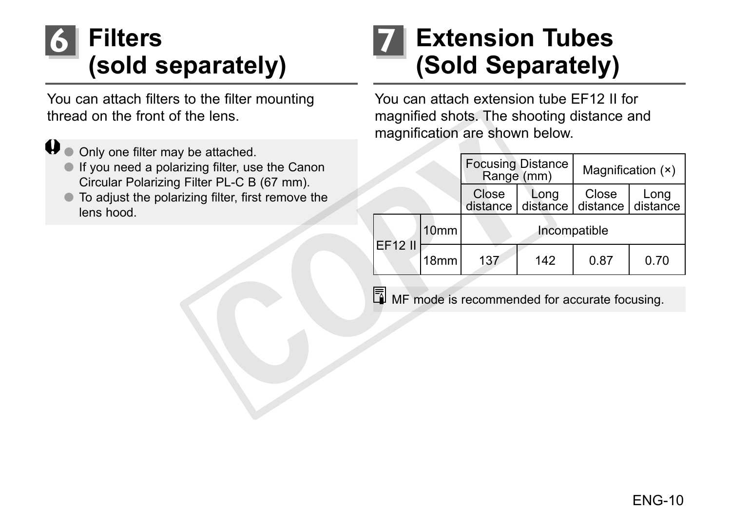# 6 Filters (sold separately)

You can attach filters to the filter mounting thread on the front of the lens.

- Only one filter may be attached.
- If you need a polarizing filter, use the Canon Circular Polarizing Filter PL-C B (67 mm).
- To adjust the polarizing filter, first remove the lens hood.

# 7 Extension Tubes (Sold Separately)

You can attach extension tube EF12 II for magnified shots. The shooting distance and magnification are shown below.

| | | Focusing Distance Range (mm) | | Magnification (×) | |
|---|---|---|---|---|---|
| | | Close distance | Long distance | Close distance | Long distance |
| EF12 II | 10mm | Incompatible | | | |
| | 18mm | 137 | 142 | 0.87 | 0.70 |

MF mode is recommended for accurate focusing.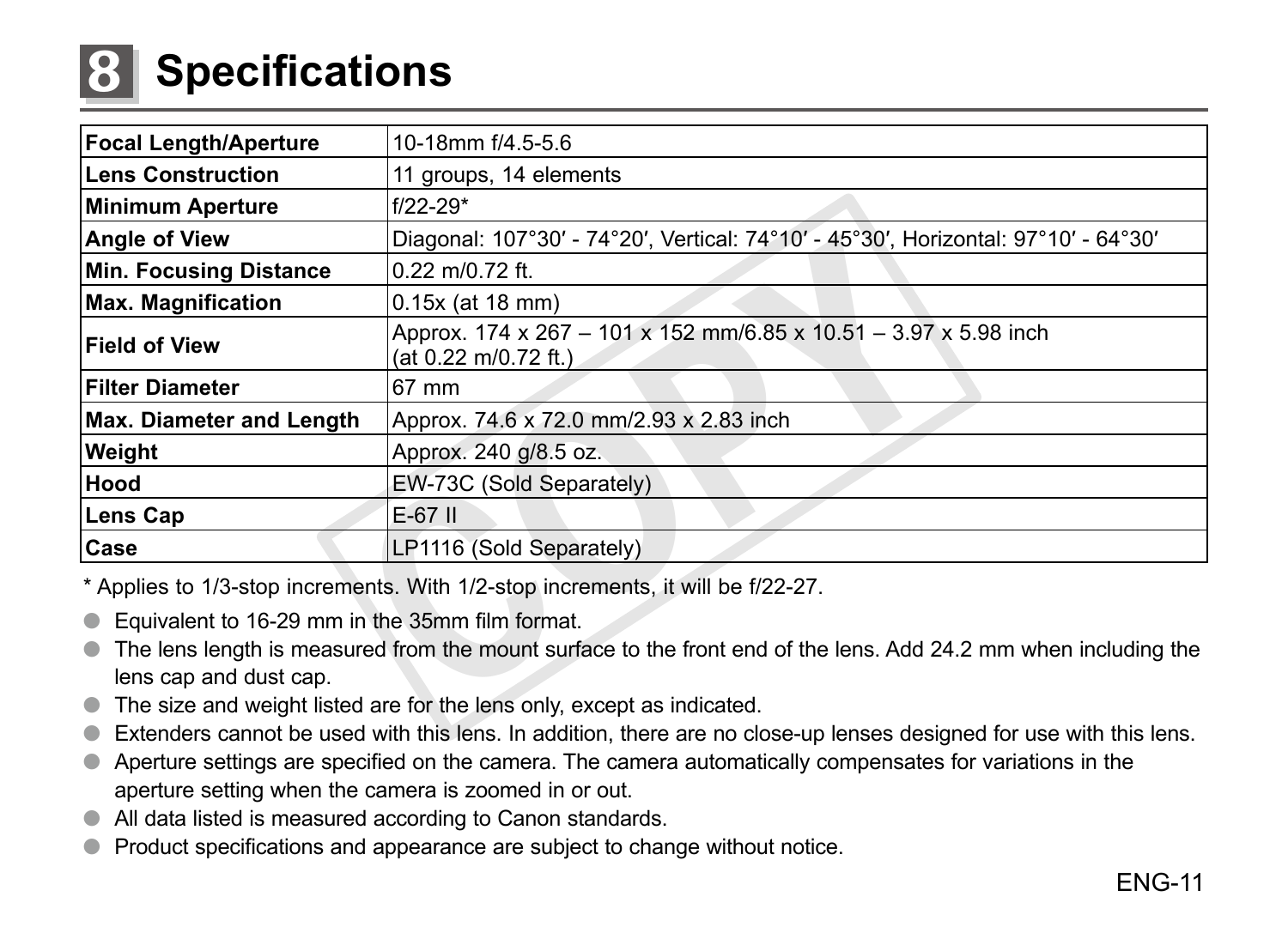# 8 Specifications

| Focal Length/Aperture | 10-18mm f/4.5-5.6 |
|---|---|
| Lens Construction | 11 groups, 14 elements |
| Minimum Aperture | f/22-29* |
| Angle of View | Diagonal: 107°30′ - 74°20′, Vertical: 74°10′ - 45°30′, Horizontal: 97°10′ - 64°30′ |
| Min. Focusing Distance | 0.22 m/0.72 ft. |
| Max. Magnification | 0.15x (at 18 mm) |
| Field of View | Approx. 174 x 267 – 101 x 152 mm/6.85 x 10.51 – 3.97 x 5.98 inch (at 0.22 m/0.72 ft.) |
| Filter Diameter | 67 mm |
| Max. Diameter and Length | Approx. 74.6 x 72.0 mm/2.93 x 2.83 inch |
| Weight | Approx. 240 g/8.5 oz. |
| Hood | EW-73C (Sold Separately) |
| Lens Cap | E-67 II |
| Case | LP1116 (Sold Separately) |

* Applies to 1/3-stop increments. With 1/2-stop increments, it will be f/22-27.

- Equivalent to 16-29 mm in the 35mm film format.
- The lens length is measured from the mount surface to the front end of the lens. Add 24.2 mm when including the lens cap and dust cap.
- The size and weight listed are for the lens only, except as indicated.
- Extenders cannot be used with this lens. In addition, there are no close-up lenses designed for use with this lens.
- Aperture settings are specified on the camera. The camera automatically compensates for variations in the aperture setting when the camera is zoomed in or out.
- All data listed is measured according to Canon standards.
- Product specifications and appearance are subject to change without notice.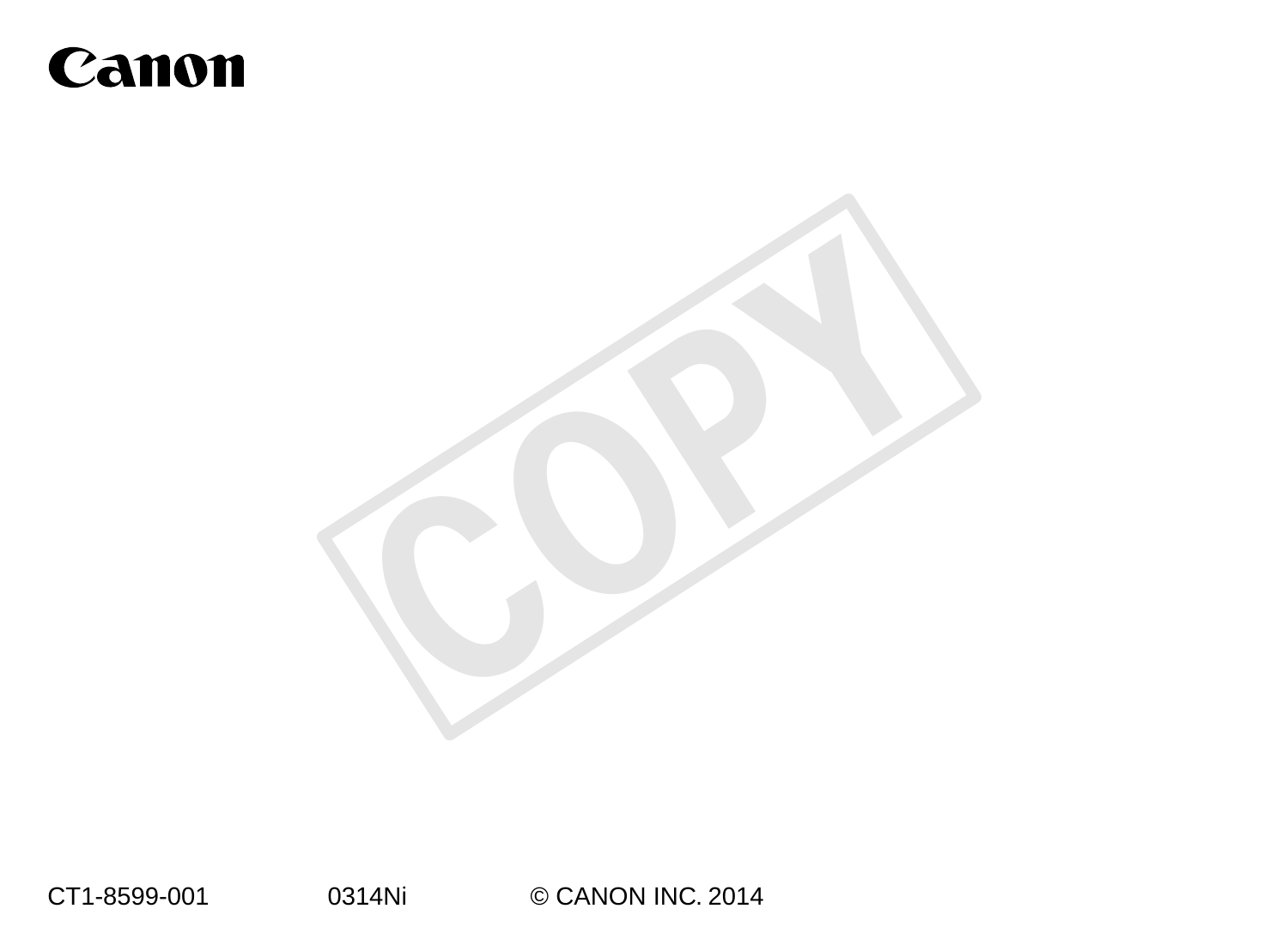Canon

COPY

CT1-8599-001 0314Ni © CANON INC. 2014